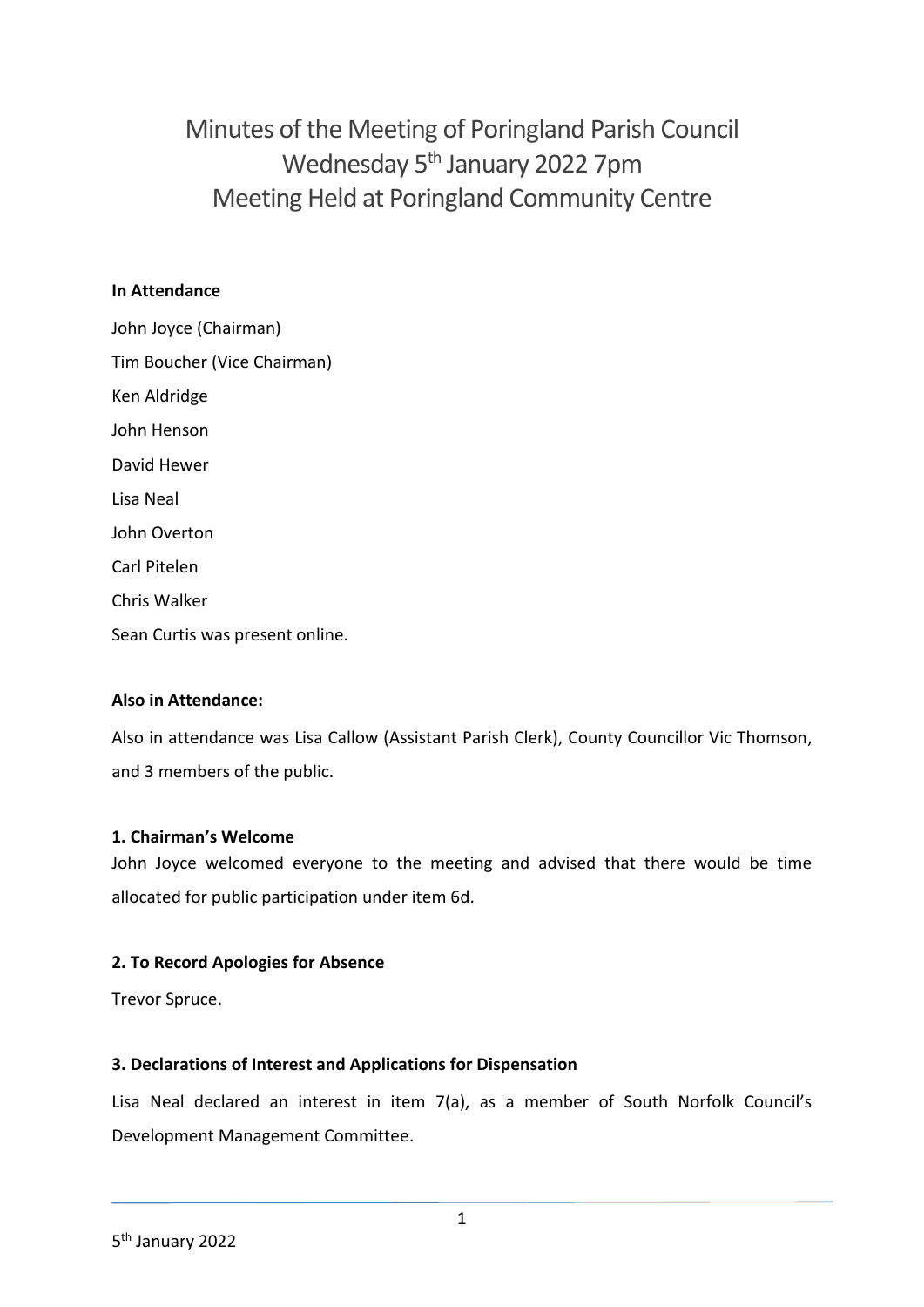# Minutes of the Meeting of Poringland Parish Council Wednesday 5th January 2022 7pm Meeting Held at Poringland Community Centre

**In Attendance**

John Joyce (Chairman)

Tim Boucher (Vice Chairman)

Ken Aldridge

John Henson

David Hewer

Lisa Neal

John Overton

Carl Pitelen

Chris Walker

Sean Curtis was present online.

**Also in Attendance:**

Also in attendance was Lisa Callow (Assistant Parish Clerk), County Councillor Vic Thomson, and 3 members of the public.

**1. Chairman's Welcome**

John Joyce welcomed everyone to the meeting and advised that there would be time allocated for public participation under item 6d.

**2. To Record Apologies for Absence**

Trevor Spruce.

**3. Declarations of Interest and Applications for Dispensation**

Lisa Neal declared an interest in item 7(a), as a member of South Norfolk Council's Development Management Committee.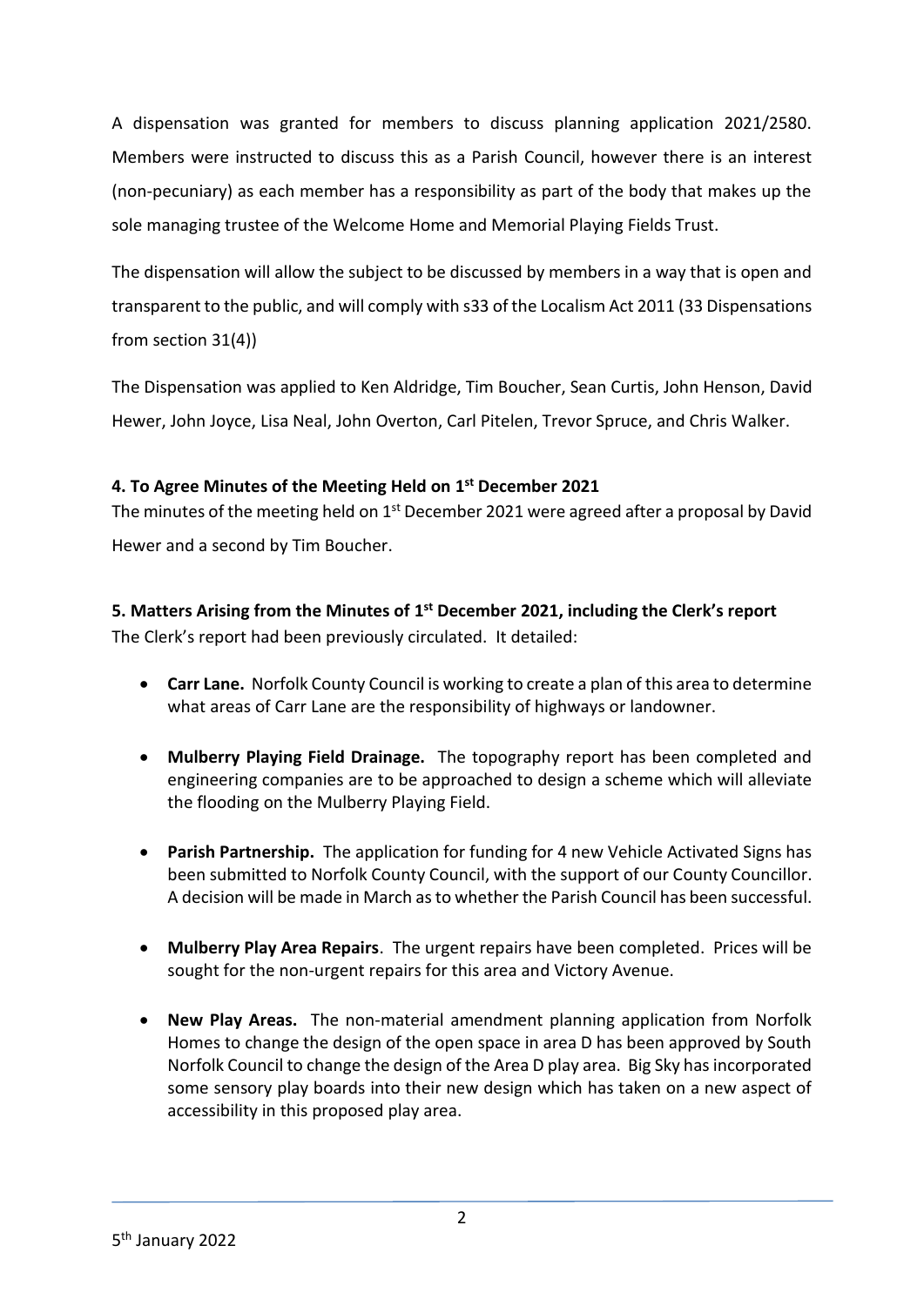A dispensation was granted for members to discuss planning application 2021/2580. Members were instructed to discuss this as a Parish Council, however there is an interest (non-pecuniary) as each member has a responsibility as part of the body that makes up the sole managing trustee of the Welcome Home and Memorial Playing Fields Trust.

The dispensation will allow the subject to be discussed by members in a way that is open and transparent to the public, and will comply with s33 of the Localism Act 2011 (33 Dispensations from section 31(4))

The Dispensation was applied to Ken Aldridge, Tim Boucher, Sean Curtis, John Henson, David Hewer, John Joyce, Lisa Neal, John Overton, Carl Pitelen, Trevor Spruce, and Chris Walker.

### 4. To Agree Minutes of the Meeting Held on 1st December 2021

The minutes of the meeting held on 1st December 2021 were agreed after a proposal by David Hewer and a second by Tim Boucher.

### 5. Matters Arising from the Minutes of 1st December 2021, including the Clerk's report

The Clerk's report had been previously circulated. It detailed:

- **Carr Lane.** Norfolk County Council is working to create a plan of this area to determine what areas of Carr Lane are the responsibility of highways or landowner.
- **Mulberry Playing Field Drainage.** The topography report has been completed and engineering companies are to be approached to design a scheme which will alleviate the flooding on the Mulberry Playing Field.
- **Parish Partnership.** The application for funding for 4 new Vehicle Activated Signs has been submitted to Norfolk County Council, with the support of our County Councillor. A decision will be made in March as to whether the Parish Council has been successful.
- **Mulberry Play Area Repairs**. The urgent repairs have been completed. Prices will be sought for the non-urgent repairs for this area and Victory Avenue.
- **New Play Areas.** The non-material amendment planning application from Norfolk Homes to change the design of the open space in area D has been approved by South Norfolk Council to change the design of the Area D play area. Big Sky has incorporated some sensory play boards into their new design which has taken on a new aspect of accessibility in this proposed play area.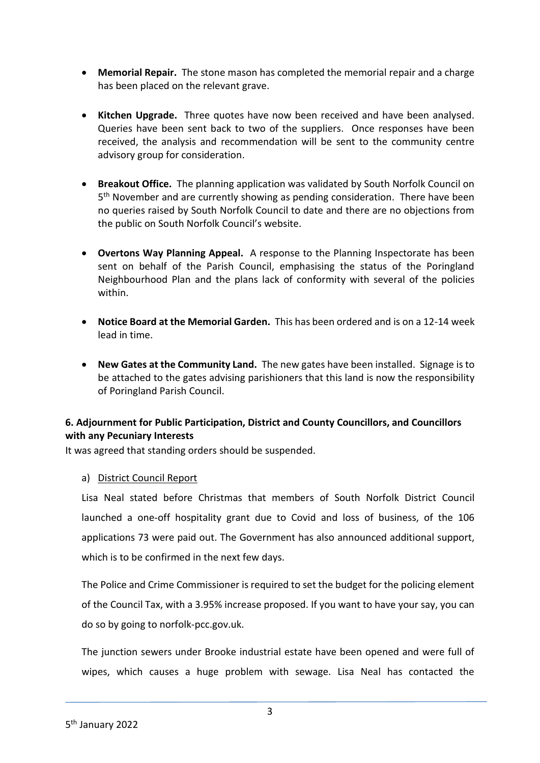- **Memorial Repair.** The stone mason has completed the memorial repair and a charge has been placed on the relevant grave.

- **Kitchen Upgrade.** Three quotes have now been received and have been analysed. Queries have been sent back to two of the suppliers. Once responses have been received, the analysis and recommendation will be sent to the community centre advisory group for consideration.

- **Breakout Office.** The planning application was validated by South Norfolk Council on 5th November and are currently showing as pending consideration. There have been no queries raised by South Norfolk Council to date and there are no objections from the public on South Norfolk Council's website.

- **Overtons Way Planning Appeal.** A response to the Planning Inspectorate has been sent on behalf of the Parish Council, emphasising the status of the Poringland Neighbourhood Plan and the plans lack of conformity with several of the policies within.

- **Notice Board at the Memorial Garden.** This has been ordered and is on a 12-14 week lead in time.

- **New Gates at the Community Land.** The new gates have been installed. Signage is to be attached to the gates advising parishioners that this land is now the responsibility of Poringland Parish Council.

### 6. Adjournment for Public Participation, District and County Councillors, and Councillors with any Pecuniary Interests

It was agreed that standing orders should be suspended.

a) <u>District Council Report</u>

Lisa Neal stated before Christmas that members of South Norfolk District Council launched a one-off hospitality grant due to Covid and loss of business, of the 106 applications 73 were paid out. The Government has also announced additional support, which is to be confirmed in the next few days.

The Police and Crime Commissioner is required to set the budget for the policing element of the Council Tax, with a 3.95% increase proposed. If you want to have your say, you can do so by going to norfolk-pcc.gov.uk.

The junction sewers under Brooke industrial estate have been opened and were full of wipes, which causes a huge problem with sewage. Lisa Neal has contacted the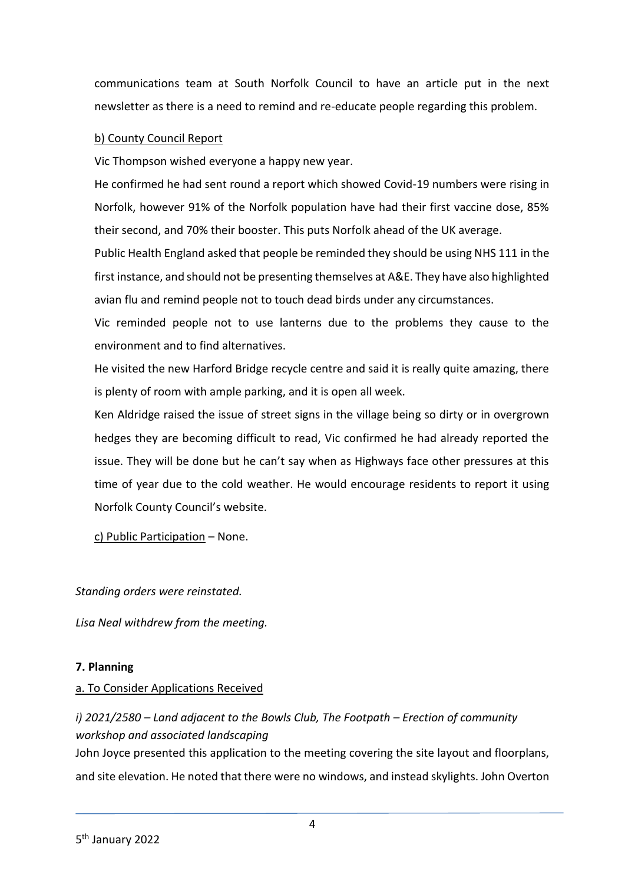communications team at South Norfolk Council to have an article put in the next newsletter as there is a need to remind and re-educate people regarding this problem.

b) County Council Report

Vic Thompson wished everyone a happy new year.

He confirmed he had sent round a report which showed Covid-19 numbers were rising in Norfolk, however 91% of the Norfolk population have had their first vaccine dose, 85% their second, and 70% their booster. This puts Norfolk ahead of the UK average.

Public Health England asked that people be reminded they should be using NHS 111 in the first instance, and should not be presenting themselves at A&E. They have also highlighted avian flu and remind people not to touch dead birds under any circumstances.

Vic reminded people not to use lanterns due to the problems they cause to the environment and to find alternatives.

He visited the new Harford Bridge recycle centre and said it is really quite amazing, there is plenty of room with ample parking, and it is open all week.

Ken Aldridge raised the issue of street signs in the village being so dirty or in overgrown hedges they are becoming difficult to read, Vic confirmed he had already reported the issue. They will be done but he can't say when as Highways face other pressures at this time of year due to the cold weather. He would encourage residents to report it using Norfolk County Council's website.

c) Public Participation – None.

*Standing orders were reinstated.*

*Lisa Neal withdrew from the meeting.*

**7. Planning**

a. To Consider Applications Received

*i) 2021/2580 – Land adjacent to the Bowls Club, The Footpath – Erection of community workshop and associated landscaping*

John Joyce presented this application to the meeting covering the site layout and floorplans, and site elevation. He noted that there were no windows, and instead skylights. John Overton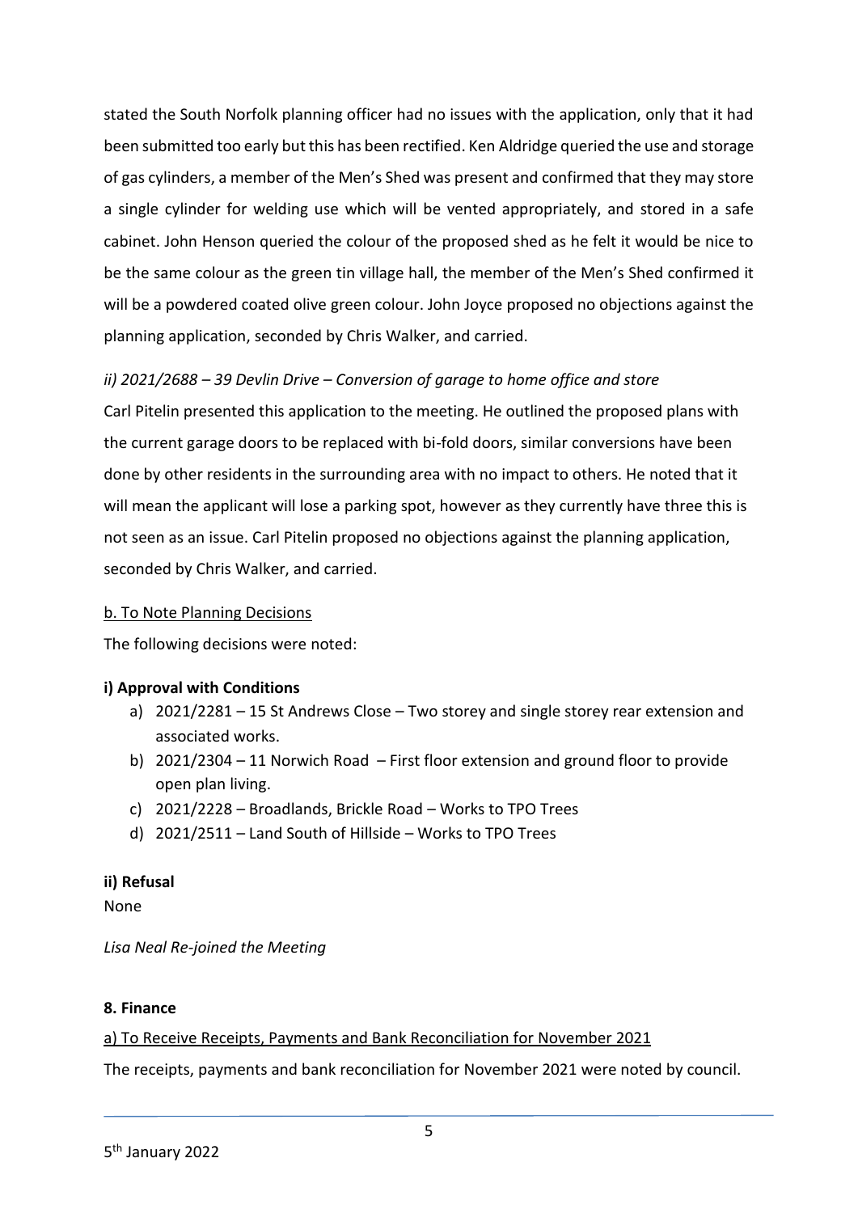stated the South Norfolk planning officer had no issues with the application, only that it had been submitted too early but this has been rectified. Ken Aldridge queried the use and storage of gas cylinders, a member of the Men's Shed was present and confirmed that they may store a single cylinder for welding use which will be vented appropriately, and stored in a safe cabinet. John Henson queried the colour of the proposed shed as he felt it would be nice to be the same colour as the green tin village hall, the member of the Men's Shed confirmed it will be a powdered coated olive green colour. John Joyce proposed no objections against the planning application, seconded by Chris Walker, and carried.

*ii) 2021/2688 – 39 Devlin Drive – Conversion of garage to home office and store*

Carl Pitelin presented this application to the meeting. He outlined the proposed plans with the current garage doors to be replaced with bi-fold doors, similar conversions have been done by other residents in the surrounding area with no impact to others. He noted that it will mean the applicant will lose a parking spot, however as they currently have three this is not seen as an issue. Carl Pitelin proposed no objections against the planning application, seconded by Chris Walker, and carried.

<u>b. To Note Planning Decisions</u>

The following decisions were noted:

**i) Approval with Conditions**

a) 2021/2281 – 15 St Andrews Close – Two storey and single storey rear extension and associated works.
b) 2021/2304 – 11 Norwich Road – First floor extension and ground floor to provide open plan living.
c) 2021/2228 – Broadlands, Brickle Road – Works to TPO Trees
d) 2021/2511 – Land South of Hillside – Works to TPO Trees

**ii) Refusal**

None

*Lisa Neal Re-joined the Meeting*

**8. Finance**

<u>a) To Receive Receipts, Payments and Bank Reconciliation for November 2021</u>

The receipts, payments and bank reconciliation for November 2021 were noted by council.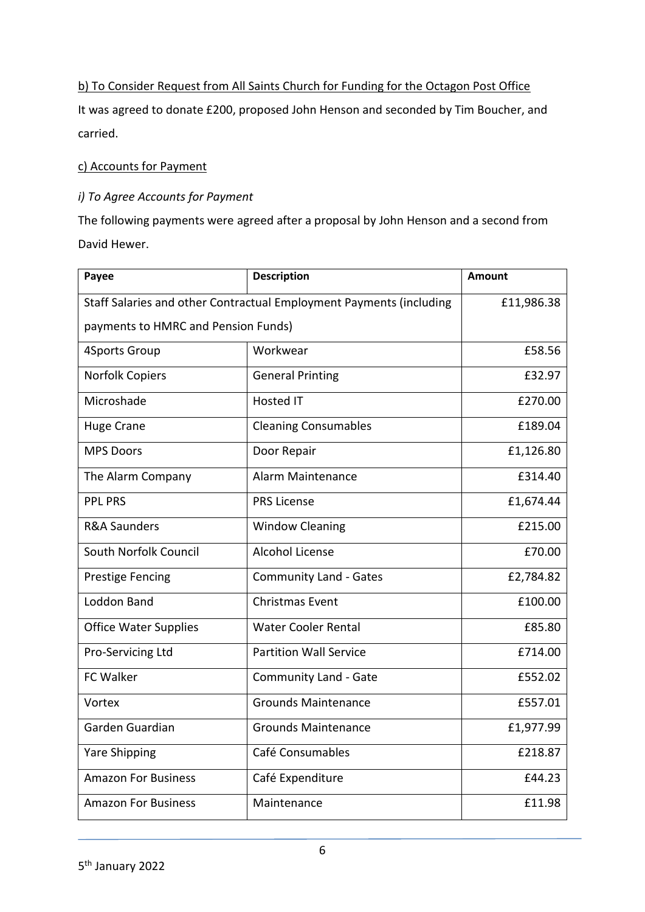<u>b) To Consider Request from All Saints Church for Funding for the Octagon Post Office</u>

It was agreed to donate £200, proposed John Henson and seconded by Tim Boucher, and carried.

<u>c) Accounts for Payment</u>

*i) To Agree Accounts for Payment*

The following payments were agreed after a proposal by John Henson and a second from David Hewer.

| Payee | Description | Amount |
|---|---|---|
| Staff Salaries and other Contractual Employment Payments (including payments to HMRC and Pension Funds) | | £11,986.38 |
| 4Sports Group | Workwear | £58.56 |
| Norfolk Copiers | General Printing | £32.97 |
| Microshade | Hosted IT | £270.00 |
| Huge Crane | Cleaning Consumables | £189.04 |
| MPS Doors | Door Repair | £1,126.80 |
| The Alarm Company | Alarm Maintenance | £314.40 |
| PPL PRS | PRS License | £1,674.44 |
| R&A Saunders | Window Cleaning | £215.00 |
| South Norfolk Council | Alcohol License | £70.00 |
| Prestige Fencing | Community Land - Gates | £2,784.82 |
| Loddon Band | Christmas Event | £100.00 |
| Office Water Supplies | Water Cooler Rental | £85.80 |
| Pro-Servicing Ltd | Partition Wall Service | £714.00 |
| FC Walker | Community Land - Gate | £552.02 |
| Vortex | Grounds Maintenance | £557.01 |
| Garden Guardian | Grounds Maintenance | £1,977.99 |
| Yare Shipping | Café Consumables | £218.87 |
| Amazon For Business | Café Expenditure | £44.23 |
| Amazon For Business | Maintenance | £11.98 |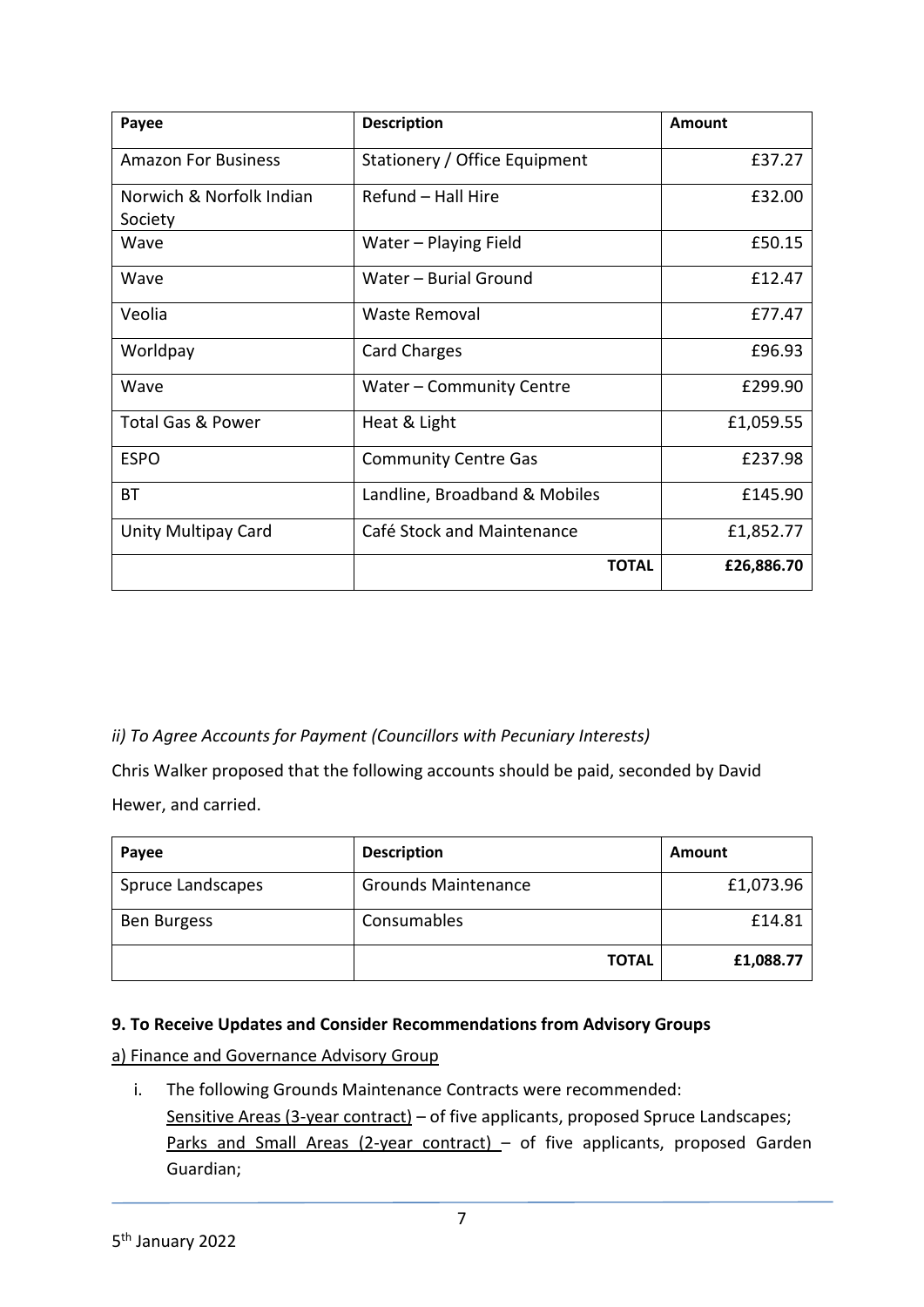| Payee | Description | Amount |
|---|---|---|
| Amazon For Business | Stationery / Office Equipment | £37.27 |
| Norwich & Norfolk Indian Society | Refund – Hall Hire | £32.00 |
| Wave | Water – Playing Field | £50.15 |
| Wave | Water – Burial Ground | £12.47 |
| Veolia | Waste Removal | £77.47 |
| Worldpay | Card Charges | £96.93 |
| Wave | Water – Community Centre | £299.90 |
| Total Gas & Power | Heat & Light | £1,059.55 |
| ESPO | Community Centre Gas | £237.98 |
| BT | Landline, Broadband & Mobiles | £145.90 |
| Unity Multipay Card | Café Stock and Maintenance | £1,852.77 |
| | **TOTAL** | **£26,886.70** |

*ii) To Agree Accounts for Payment (Councillors with Pecuniary Interests)*

Chris Walker proposed that the following accounts should be paid, seconded by David Hewer, and carried.

| Payee | Description | Amount |
|---|---|---|
| Spruce Landscapes | Grounds Maintenance | £1,073.96 |
| Ben Burgess | Consumables | £14.81 |
| | **TOTAL** | **£1,088.77** |

### 9. To Receive Updates and Consider Recommendations from Advisory Groups

a) Finance and Governance Advisory Group

i. The following Grounds Maintenance Contracts were recommended:
   Sensitive Areas (3-year contract) – of five applicants, proposed Spruce Landscapes;
   Parks and Small Areas (2-year contract) – of five applicants, proposed Garden Guardian;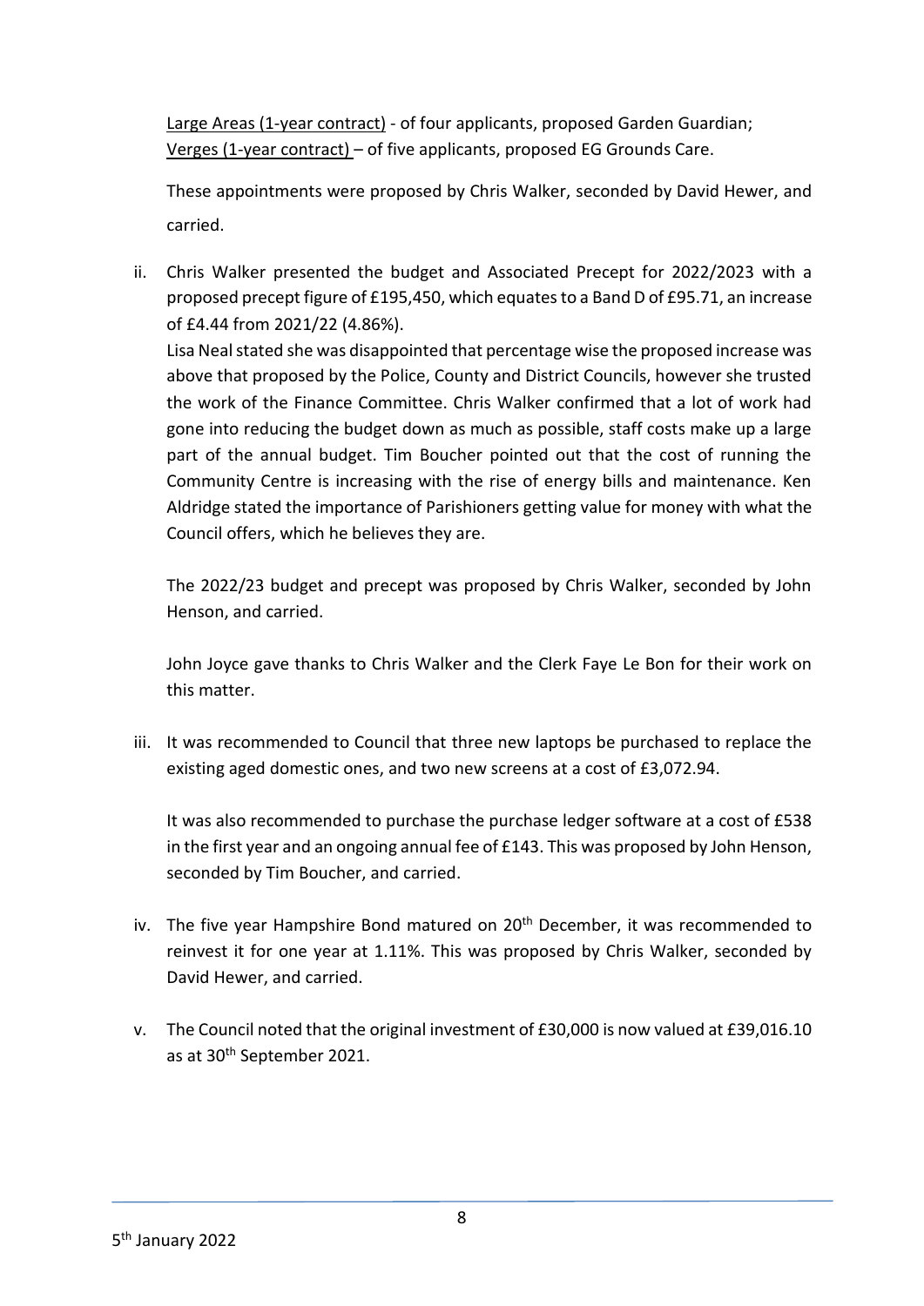Large Areas (1-year contract) - of four applicants, proposed Garden Guardian;
Verges (1-year contract) – of five applicants, proposed EG Grounds Care.

These appointments were proposed by Chris Walker, seconded by David Hewer, and carried.

ii. Chris Walker presented the budget and Associated Precept for 2022/2023 with a proposed precept figure of £195,450, which equates to a Band D of £95.71, an increase of £4.44 from 2021/22 (4.86%).
Lisa Neal stated she was disappointed that percentage wise the proposed increase was above that proposed by the Police, County and District Councils, however she trusted the work of the Finance Committee. Chris Walker confirmed that a lot of work had gone into reducing the budget down as much as possible, staff costs make up a large part of the annual budget. Tim Boucher pointed out that the cost of running the Community Centre is increasing with the rise of energy bills and maintenance. Ken Aldridge stated the importance of Parishioners getting value for money with what the Council offers, which he believes they are.

The 2022/23 budget and precept was proposed by Chris Walker, seconded by John Henson, and carried.

John Joyce gave thanks to Chris Walker and the Clerk Faye Le Bon for their work on this matter.

iii. It was recommended to Council that three new laptops be purchased to replace the existing aged domestic ones, and two new screens at a cost of £3,072.94.

It was also recommended to purchase the purchase ledger software at a cost of £538 in the first year and an ongoing annual fee of £143. This was proposed by John Henson, seconded by Tim Boucher, and carried.

iv. The five year Hampshire Bond matured on 20th December, it was recommended to reinvest it for one year at 1.11%. This was proposed by Chris Walker, seconded by David Hewer, and carried.

v. The Council noted that the original investment of £30,000 is now valued at £39,016.10 as at 30th September 2021.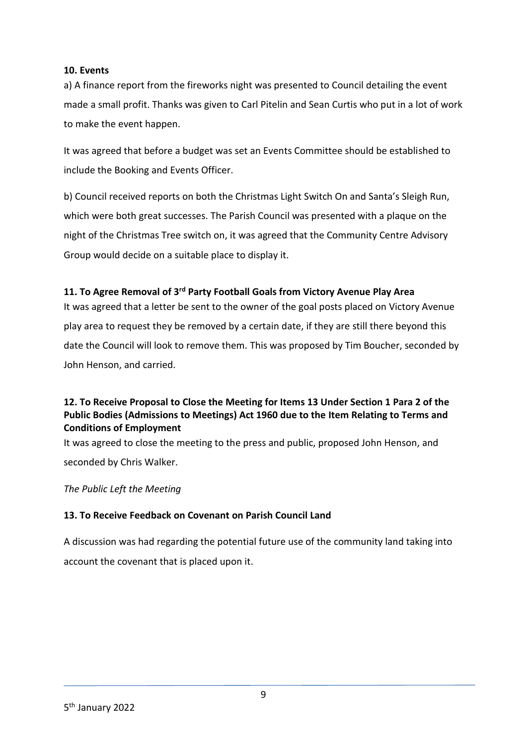**10. Events**

a) A finance report from the fireworks night was presented to Council detailing the event made a small profit. Thanks was given to Carl Pitelin and Sean Curtis who put in a lot of work to make the event happen.

It was agreed that before a budget was set an Events Committee should be established to include the Booking and Events Officer.

b) Council received reports on both the Christmas Light Switch On and Santa's Sleigh Run, which were both great successes. The Parish Council was presented with a plaque on the night of the Christmas Tree switch on, it was agreed that the Community Centre Advisory Group would decide on a suitable place to display it.

**11. To Agree Removal of 3rd Party Football Goals from Victory Avenue Play Area**

It was agreed that a letter be sent to the owner of the goal posts placed on Victory Avenue play area to request they be removed by a certain date, if they are still there beyond this date the Council will look to remove them. This was proposed by Tim Boucher, seconded by John Henson, and carried.

**12. To Receive Proposal to Close the Meeting for Items 13 Under Section 1 Para 2 of the Public Bodies (Admissions to Meetings) Act 1960 due to the Item Relating to Terms and Conditions of Employment**

It was agreed to close the meeting to the press and public, proposed John Henson, and seconded by Chris Walker.

*The Public Left the Meeting*

**13. To Receive Feedback on Covenant on Parish Council Land**

A discussion was had regarding the potential future use of the community land taking into account the covenant that is placed upon it.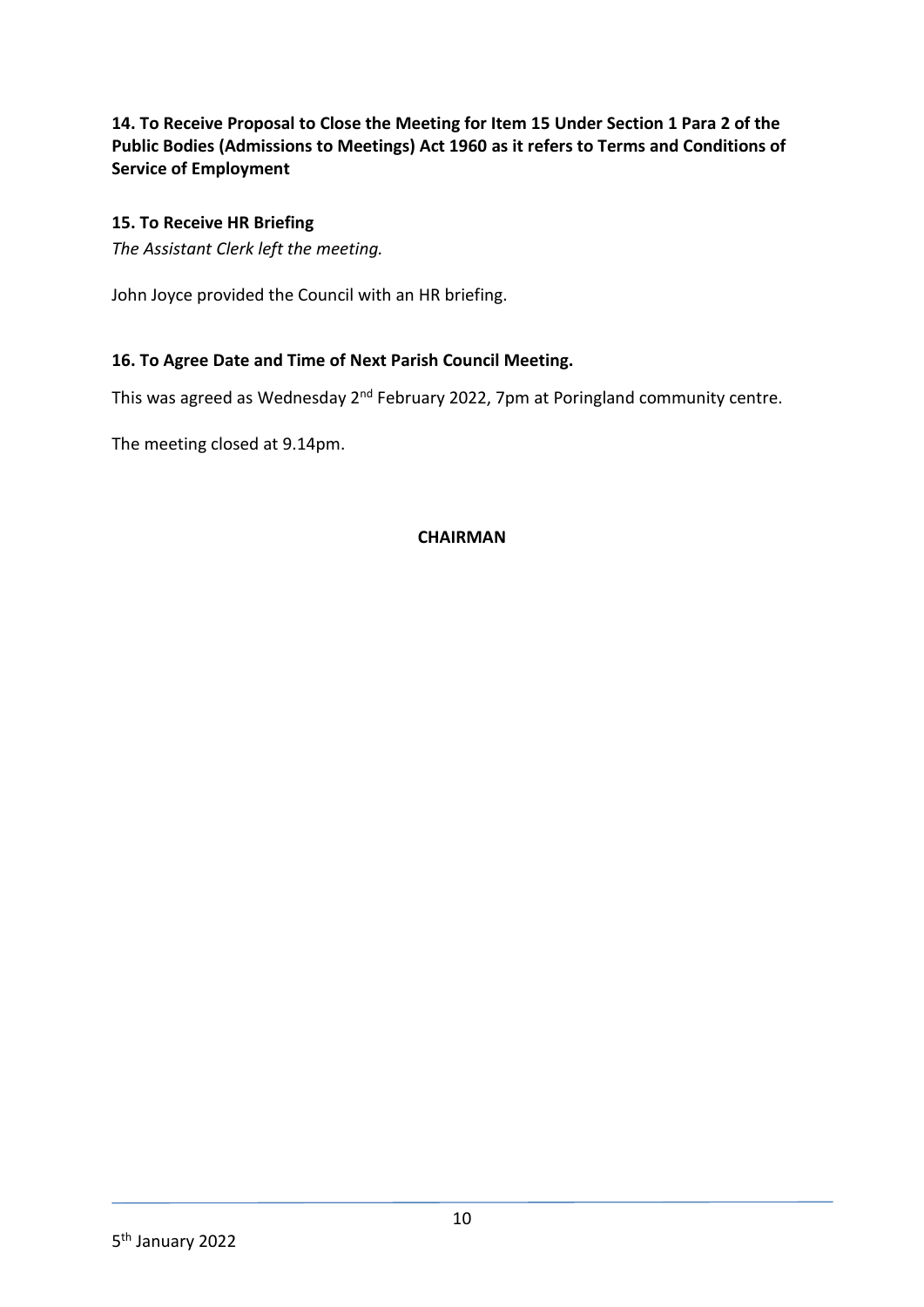**14. To Receive Proposal to Close the Meeting for Item 15 Under Section 1 Para 2 of the Public Bodies (Admissions to Meetings) Act 1960 as it refers to Terms and Conditions of Service of Employment**

**15. To Receive HR Briefing**

*The Assistant Clerk left the meeting.*

John Joyce provided the Council with an HR briefing.

**16. To Agree Date and Time of Next Parish Council Meeting.**

This was agreed as Wednesday 2nd February 2022, 7pm at Poringland community centre.

The meeting closed at 9.14pm.

**CHAIRMAN**